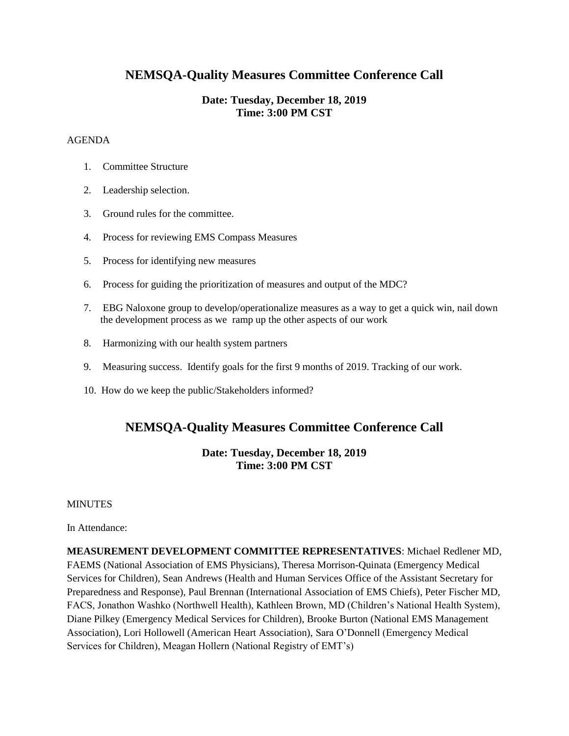# NEMSQA-Quality Measures Committee Conference Call

**Date: Tuesday, December 18, 2019**
**Time: 3:00 PM CST**

AGENDA

1. Committee Structure
2. Leadership selection.
3. Ground rules for the committee.
4. Process for reviewing EMS Compass Measures
5. Process for identifying new measures
6. Process for guiding the prioritization of measures and output of the MDC?
7. EBG Naloxone group to develop/operationalize measures as a way to get a quick win, nail down the development process as we ramp up the other aspects of our work
8. Harmonizing with our health system partners
9. Measuring success. Identify goals for the first 9 months of 2019. Tracking of our work.
10. How do we keep the public/Stakeholders informed?

# NEMSQA-Quality Measures Committee Conference Call

**Date: Tuesday, December 18, 2019**
**Time: 3:00 PM CST**

MINUTES

In Attendance:

**MEASUREMENT DEVELOPMENT COMMITTEE REPRESENTATIVES**: Michael Redlener MD, FAEMS (National Association of EMS Physicians), Theresa Morrison-Quinata (Emergency Medical Services for Children), Sean Andrews (Health and Human Services Office of the Assistant Secretary for Preparedness and Response), Paul Brennan (International Association of EMS Chiefs), Peter Fischer MD, FACS, Jonathon Washko (Northwell Health), Kathleen Brown, MD (Children's National Health System), Diane Pilkey (Emergency Medical Services for Children), Brooke Burton (National EMS Management Association), Lori Hollowell (American Heart Association), Sara O'Donnell (Emergency Medical Services for Children), Meagan Hollern (National Registry of EMT's)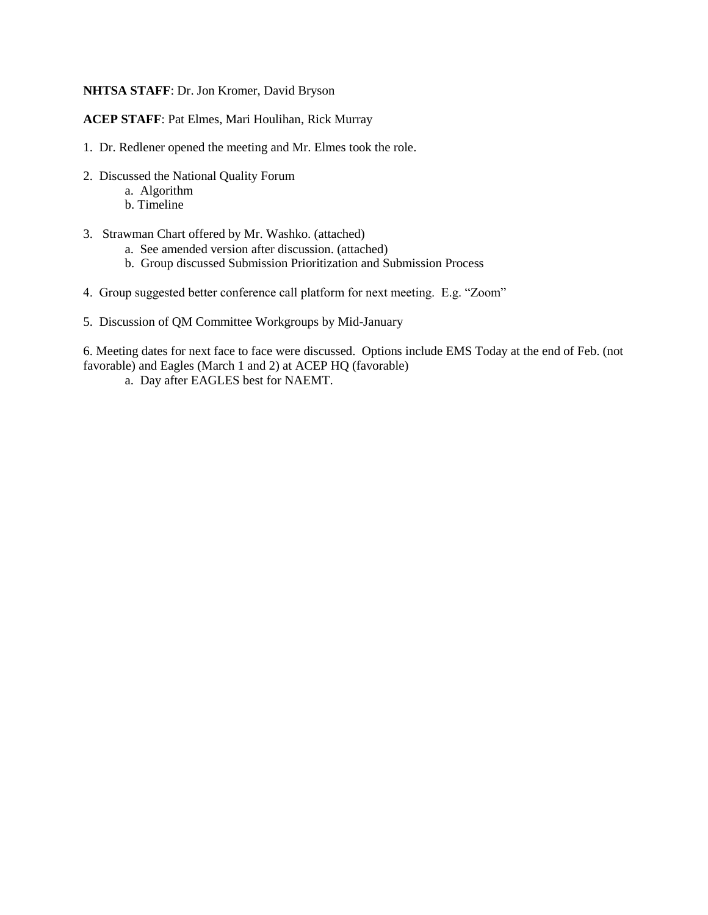**NHTSA STAFF**: Dr. Jon Kromer, David Bryson

**ACEP STAFF**: Pat Elmes, Mari Houlihan, Rick Murray

1. Dr. Redlener opened the meeting and Mr. Elmes took the role.

2. Discussed the National Quality Forum
   a. Algorithm
   b. Timeline

3. Strawman Chart offered by Mr. Washko. (attached)
   a. See amended version after discussion. (attached)
   b. Group discussed Submission Prioritization and Submission Process

4. Group suggested better conference call platform for next meeting. E.g. "Zoom"

5. Discussion of QM Committee Workgroups by Mid-January

6. Meeting dates for next face to face were discussed. Options include EMS Today at the end of Feb. (not favorable) and Eagles (March 1 and 2) at ACEP HQ (favorable)
   a. Day after EAGLES best for NAEMT.